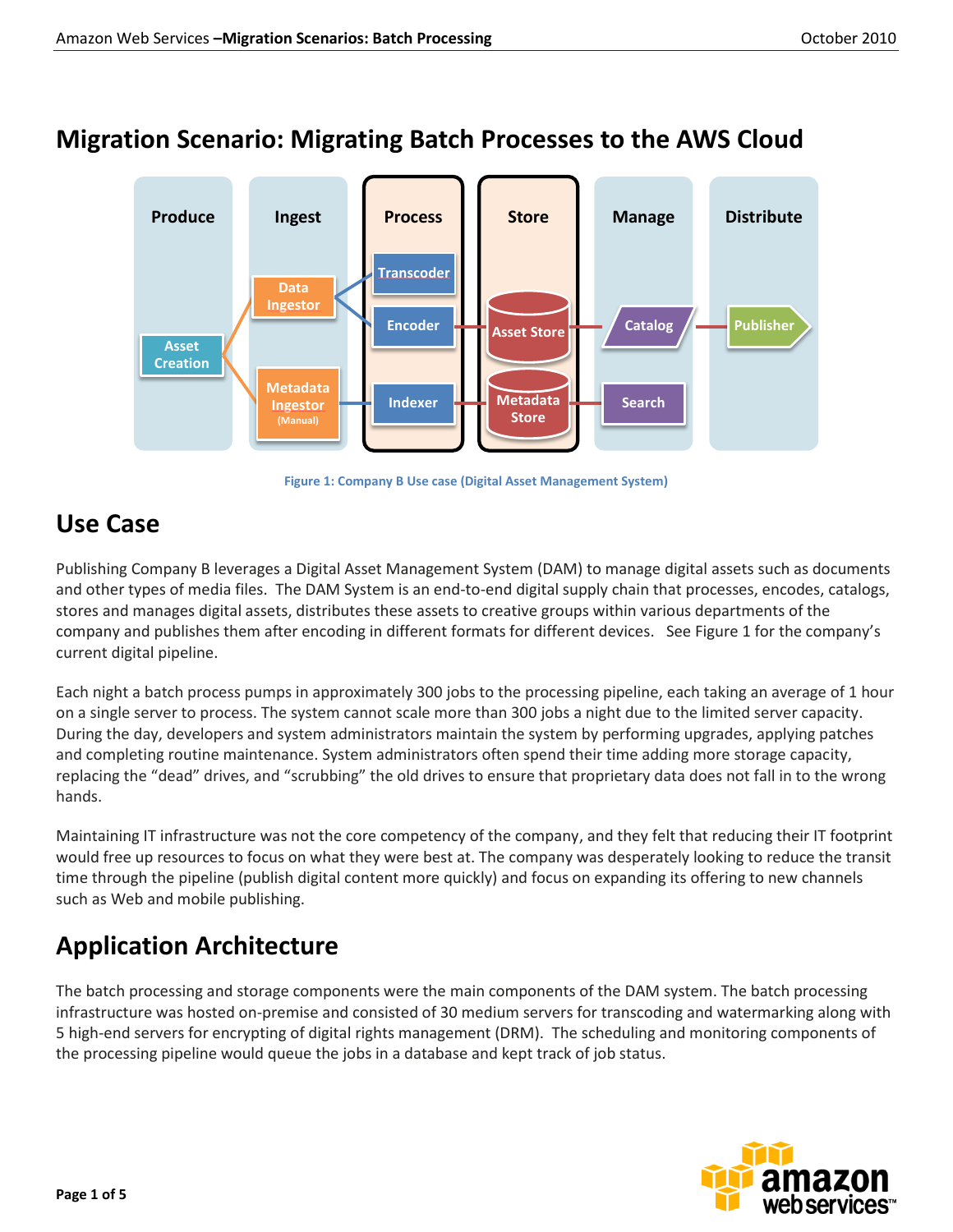# Migration Scenario: Migrating Batch Processes to the AWS Cloud

Figure 1: Company B Use case (Digital Asset Management System)

## Use Case

Publishing Company B leverages a Digital Asset Management System (DAM) to manage digital assets such as documents and other types of media files. The DAM System is an end-to-end digital supply chain that processes, encodes, catalogs, stores and manages digital assets, distributes these assets to creative groups within various departments of the company and publishes them after encoding in different formats for different devices. See Figure 1 for the company's current digital pipeline.

Each night a batch process pumps in approximately 300 jobs to the processing pipeline, each taking an average of 1 hour on a single server to process. The system cannot scale more than 300 jobs a night due to the limited server capacity. During the day, developers and system administrators maintain the system by performing upgrades, applying patches and completing routine maintenance. System administrators often spend their time adding more storage capacity, replacing the "dead" drives, and "scrubbing" the old drives to ensure that proprietary data does not fall in to the wrong hands.

Maintaining IT infrastructure was not the core competency of the company, and they felt that reducing their IT footprint would free up resources to focus on what they were best at. The company was desperately looking to reduce the transit time through the pipeline (publish digital content more quickly) and focus on expanding its offering to new channels such as Web and mobile publishing.

## Application Architecture

The batch processing and storage components were the main components of the DAM system. The batch processing infrastructure was hosted on-premise and consisted of 30 medium servers for transcoding and watermarking along with 5 high-end servers for encrypting of digital rights management (DRM). The scheduling and monitoring components of the processing pipeline would queue the jobs in a database and kept track of job status.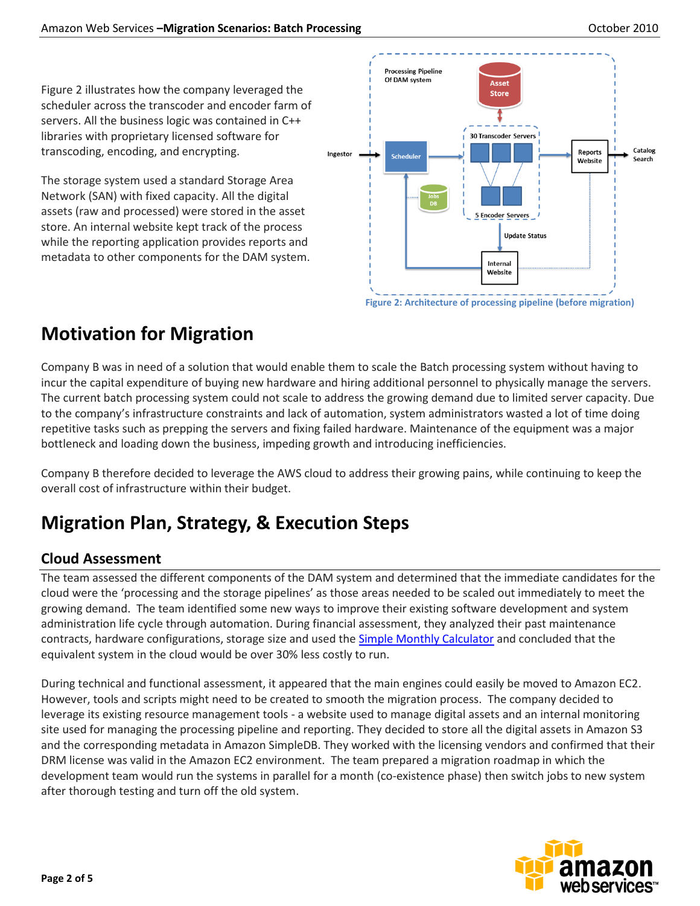Figure 2 illustrates how the company leveraged the scheduler across the transcoder and encoder farm of servers. All the business logic was contained in C++ libraries with proprietary licensed software for transcoding, encoding, and encrypting.

The storage system used a standard Storage Area Network (SAN) with fixed capacity. All the digital assets (raw and processed) were stored in the asset store. An internal website kept track of the process while the reporting application provides reports and metadata to other components for the DAM system.

Figure 2: Architecture of processing pipeline (before migration)

## Motivation for Migration

Company B was in need of a solution that would enable them to scale the Batch processing system without having to incur the capital expenditure of buying new hardware and hiring additional personnel to physically manage the servers. The current batch processing system could not scale to address the growing demand due to limited server capacity. Due to the company's infrastructure constraints and lack of automation, system administrators wasted a lot of time doing repetitive tasks such as prepping the servers and fixing failed hardware. Maintenance of the equipment was a major bottleneck and loading down the business, impeding growth and introducing inefficiencies.

Company B therefore decided to leverage the AWS cloud to address their growing pains, while continuing to keep the overall cost of infrastructure within their budget.

## Migration Plan, Strategy, & Execution Steps

### Cloud Assessment

The team assessed the different components of the DAM system and determined that the immediate candidates for the cloud were the 'processing and the storage pipelines' as those areas needed to be scaled out immediately to meet the growing demand. The team identified some new ways to improve their existing software development and system administration life cycle through automation. During financial assessment, they analyzed their past maintenance contracts, hardware configurations, storage size and used the Simple Monthly Calculator and concluded that the equivalent system in the cloud would be over 30% less costly to run.

During technical and functional assessment, it appeared that the main engines could easily be moved to Amazon EC2. However, tools and scripts might need to be created to smooth the migration process. The company decided to leverage its existing resource management tools - a website used to manage digital assets and an internal monitoring site used for managing the processing pipeline and reporting. They decided to store all the digital assets in Amazon S3 and the corresponding metadata in Amazon SimpleDB. They worked with the licensing vendors and confirmed that their DRM license was valid in the Amazon EC2 environment. The team prepared a migration roadmap in which the development team would run the systems in parallel for a month (co-existence phase) then switch jobs to new system after thorough testing and turn off the old system.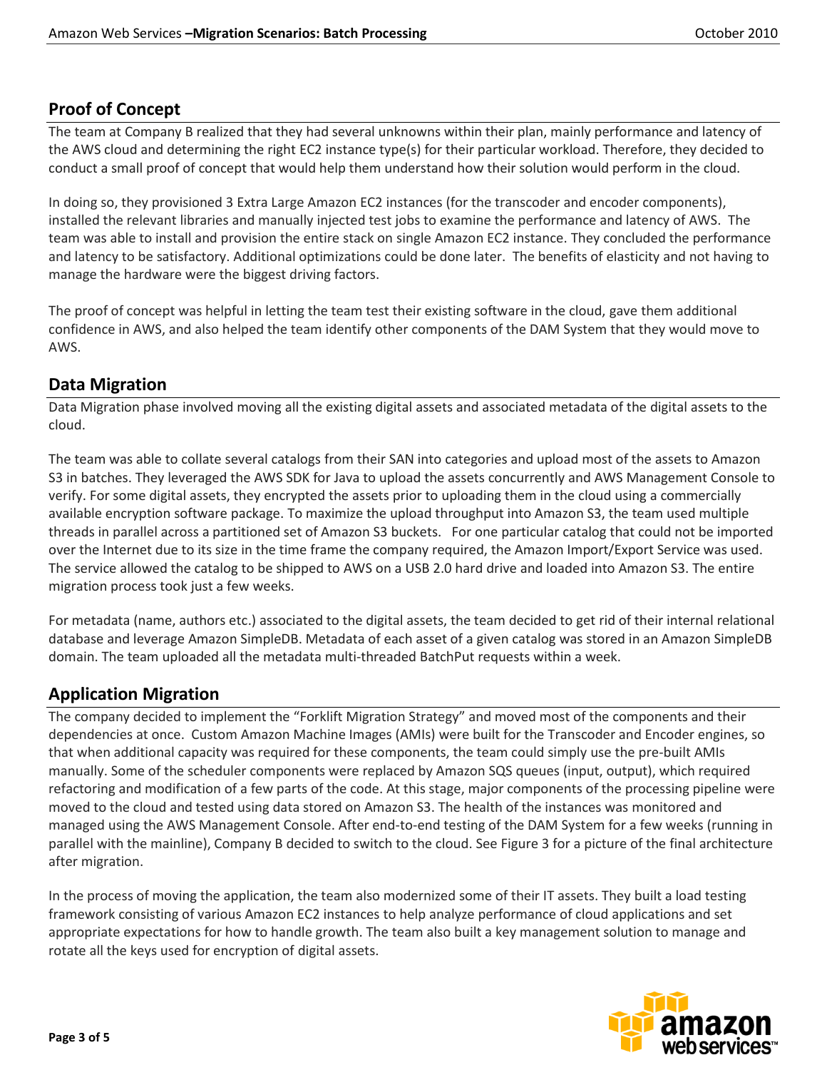## Proof of Concept

The team at Company B realized that they had several unknowns within their plan, mainly performance and latency of the AWS cloud and determining the right EC2 instance type(s) for their particular workload. Therefore, they decided to conduct a small proof of concept that would help them understand how their solution would perform in the cloud.

In doing so, they provisioned 3 Extra Large Amazon EC2 instances (for the transcoder and encoder components), installed the relevant libraries and manually injected test jobs to examine the performance and latency of AWS. The team was able to install and provision the entire stack on single Amazon EC2 instance. They concluded the performance and latency to be satisfactory. Additional optimizations could be done later. The benefits of elasticity and not having to manage the hardware were the biggest driving factors.

The proof of concept was helpful in letting the team test their existing software in the cloud, gave them additional confidence in AWS, and also helped the team identify other components of the DAM System that they would move to AWS.

## Data Migration

Data Migration phase involved moving all the existing digital assets and associated metadata of the digital assets to the cloud.

The team was able to collate several catalogs from their SAN into categories and upload most of the assets to Amazon S3 in batches. They leveraged the AWS SDK for Java to upload the assets concurrently and AWS Management Console to verify. For some digital assets, they encrypted the assets prior to uploading them in the cloud using a commercially available encryption software package. To maximize the upload throughput into Amazon S3, the team used multiple threads in parallel across a partitioned set of Amazon S3 buckets. For one particular catalog that could not be imported over the Internet due to its size in the time frame the company required, the Amazon Import/Export Service was used. The service allowed the catalog to be shipped to AWS on a USB 2.0 hard drive and loaded into Amazon S3. The entire migration process took just a few weeks.

For metadata (name, authors etc.) associated to the digital assets, the team decided to get rid of their internal relational database and leverage Amazon SimpleDB. Metadata of each asset of a given catalog was stored in an Amazon SimpleDB domain. The team uploaded all the metadata multi-threaded BatchPut requests within a week.

## Application Migration

The company decided to implement the "Forklift Migration Strategy" and moved most of the components and their dependencies at once. Custom Amazon Machine Images (AMIs) were built for the Transcoder and Encoder engines, so that when additional capacity was required for these components, the team could simply use the pre-built AMIs manually. Some of the scheduler components were replaced by Amazon SQS queues (input, output), which required refactoring and modification of a few parts of the code. At this stage, major components of the processing pipeline were moved to the cloud and tested using data stored on Amazon S3. The health of the instances was monitored and managed using the AWS Management Console. After end-to-end testing of the DAM System for a few weeks (running in parallel with the mainline), Company B decided to switch to the cloud. See Figure 3 for a picture of the final architecture after migration.

In the process of moving the application, the team also modernized some of their IT assets. They built a load testing framework consisting of various Amazon EC2 instances to help analyze performance of cloud applications and set appropriate expectations for how to handle growth. The team also built a key management solution to manage and rotate all the keys used for encryption of digital assets.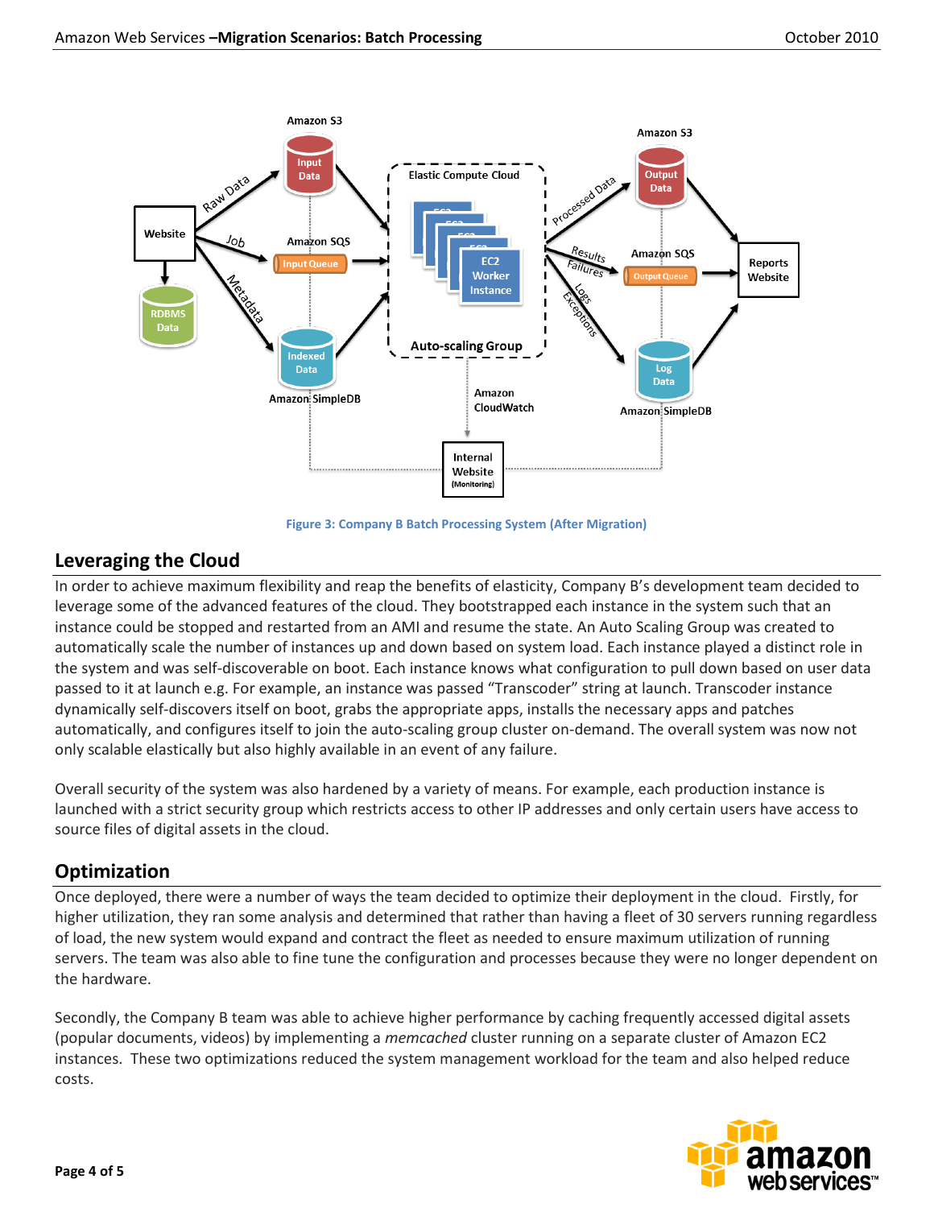Figure 3: Company B Batch Processing System (After Migration)

## Leveraging the Cloud

In order to achieve maximum flexibility and reap the benefits of elasticity, Company B's development team decided to leverage some of the advanced features of the cloud. They bootstrapped each instance in the system such that an instance could be stopped and restarted from an AMI and resume the state. An Auto Scaling Group was created to automatically scale the number of instances up and down based on system load. Each instance played a distinct role in the system and was self-discoverable on boot. Each instance knows what configuration to pull down based on user data passed to it at launch e.g. For example, an instance was passed "Transcoder" string at launch. Transcoder instance dynamically self-discovers itself on boot, grabs the appropriate apps, installs the necessary apps and patches automatically, and configures itself to join the auto-scaling group cluster on-demand. The overall system was now not only scalable elastically but also highly available in an event of any failure.

Overall security of the system was also hardened by a variety of means. For example, each production instance is launched with a strict security group which restricts access to other IP addresses and only certain users have access to source files of digital assets in the cloud.

## Optimization

Once deployed, there were a number of ways the team decided to optimize their deployment in the cloud. Firstly, for higher utilization, they ran some analysis and determined that rather than having a fleet of 30 servers running regardless of load, the new system would expand and contract the fleet as needed to ensure maximum utilization of running servers. The team was also able to fine tune the configuration and processes because they were no longer dependent on the hardware.

Secondly, the Company B team was able to achieve higher performance by caching frequently accessed digital assets (popular documents, videos) by implementing a *memcached* cluster running on a separate cluster of Amazon EC2 instances. These two optimizations reduced the system management workload for the team and also helped reduce costs.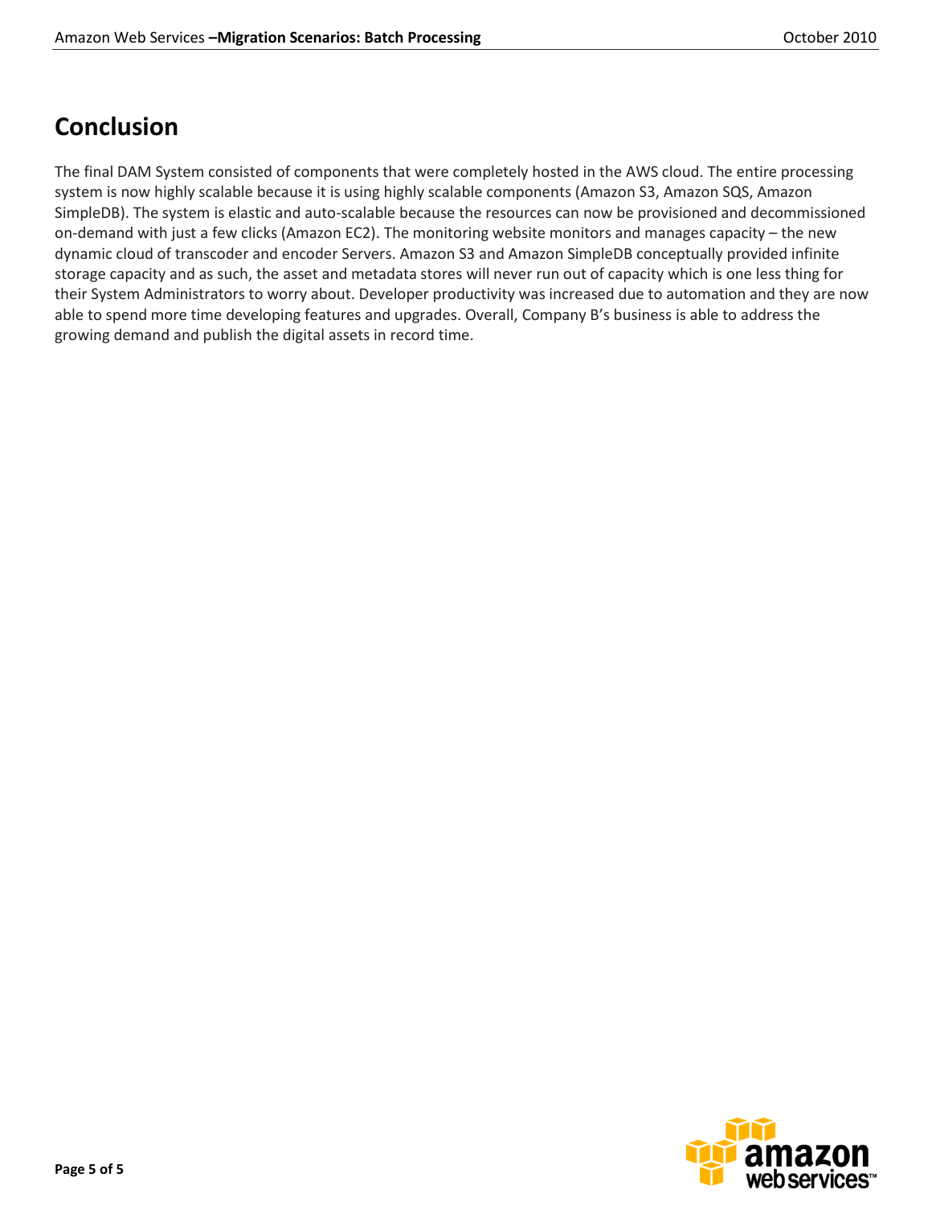# Conclusion

The final DAM System consisted of components that were completely hosted in the AWS cloud. The entire processing system is now highly scalable because it is using highly scalable components (Amazon S3, Amazon SQS, Amazon SimpleDB). The system is elastic and auto-scalable because the resources can now be provisioned and decommissioned on-demand with just a few clicks (Amazon EC2). The monitoring website monitors and manages capacity – the new dynamic cloud of transcoder and encoder Servers. Amazon S3 and Amazon SimpleDB conceptually provided infinite storage capacity and as such, the asset and metadata stores will never run out of capacity which is one less thing for their System Administrators to worry about. Developer productivity was increased due to automation and they are now able to spend more time developing features and upgrades. Overall, Company B's business is able to address the growing demand and publish the digital assets in record time.